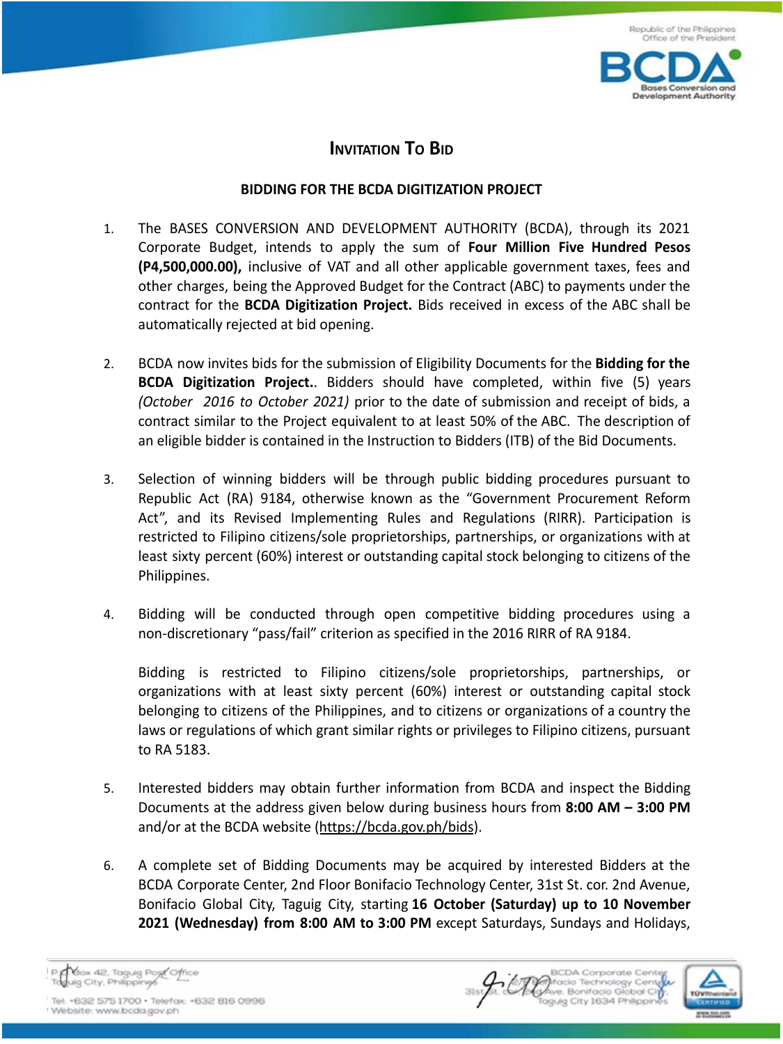# Invitation To Bid

**BIDDING FOR THE BCDA DIGITIZATION PROJECT**

1. The BASES CONVERSION AND DEVELOPMENT AUTHORITY (BCDA), through its 2021 Corporate Budget, intends to apply the sum of **Four Million Five Hundred Pesos (P4,500,000.00),** inclusive of VAT and all other applicable government taxes, fees and other charges, being the Approved Budget for the Contract (ABC) to payments under the contract for the **BCDA Digitization Project.** Bids received in excess of the ABC shall be automatically rejected at bid opening.

2. BCDA now invites bids for the submission of Eligibility Documents for the **Bidding for the BCDA Digitization Project.**. Bidders should have completed, within five (5) years *(October 2016 to October 2021)* prior to the date of submission and receipt of bids, a contract similar to the Project equivalent to at least 50% of the ABC. The description of an eligible bidder is contained in the Instruction to Bidders (ITB) of the Bid Documents.

3. Selection of winning bidders will be through public bidding procedures pursuant to Republic Act (RA) 9184, otherwise known as the "Government Procurement Reform Act", and its Revised Implementing Rules and Regulations (RIRR). Participation is restricted to Filipino citizens/sole proprietorships, partnerships, or organizations with at least sixty percent (60%) interest or outstanding capital stock belonging to citizens of the Philippines.

4. Bidding will be conducted through open competitive bidding procedures using a non-discretionary "pass/fail" criterion as specified in the 2016 RIRR of RA 9184.

   Bidding is restricted to Filipino citizens/sole proprietorships, partnerships, or organizations with at least sixty percent (60%) interest or outstanding capital stock belonging to citizens of the Philippines, and to citizens or organizations of a country the laws or regulations of which grant similar rights or privileges to Filipino citizens, pursuant to RA 5183.

5. Interested bidders may obtain further information from BCDA and inspect the Bidding Documents at the address given below during business hours from **8:00 AM – 3:00 PM** and/or at the BCDA website (https://bcda.gov.ph/bids).

6. A complete set of Bidding Documents may be acquired by interested Bidders at the BCDA Corporate Center, 2nd Floor Bonifacio Technology Center, 31st St. cor. 2nd Avenue, Bonifacio Global City, Taguig City, starting **16 October (Saturday) up to 10 November 2021 (Wednesday) from 8:00 AM to 3:00 PM** except Saturdays, Sundays and Holidays,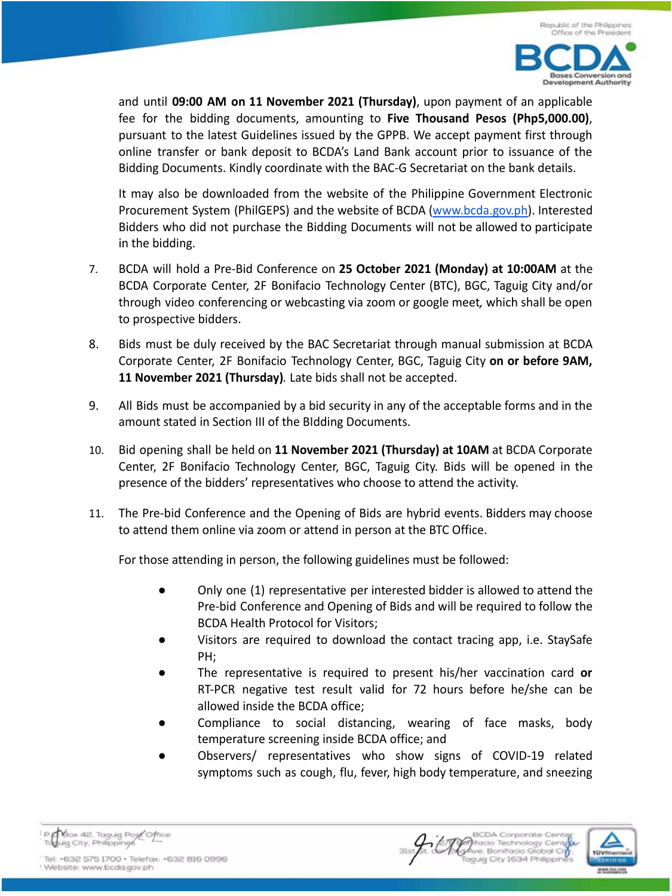and until **09:00 AM on 11 November 2021 (Thursday)**, upon payment of an applicable fee for the bidding documents, amounting to **Five Thousand Pesos (Php5,000.00)**, pursuant to the latest Guidelines issued by the GPPB. We accept payment first through online transfer or bank deposit to BCDA's Land Bank account prior to issuance of the Bidding Documents. Kindly coordinate with the BAC-G Secretariat on the bank details.

It may also be downloaded from the website of the Philippine Government Electronic Procurement System (PhilGEPS) and the website of BCDA (www.bcda.gov.ph). Interested Bidders who did not purchase the Bidding Documents will not be allowed to participate in the bidding.

7. BCDA will hold a Pre-Bid Conference on **25 October 2021 (Monday) at 10:00AM** at the BCDA Corporate Center, 2F Bonifacio Technology Center (BTC), BGC, Taguig City and/or through video conferencing or webcasting via zoom or google meet*,* which shall be open to prospective bidders.

8. Bids must be duly received by the BAC Secretariat through manual submission at BCDA Corporate Center, 2F Bonifacio Technology Center, BGC, Taguig City **on or before 9AM, 11 November 2021 (Thursday)**. Late bids shall not be accepted.

9. All Bids must be accompanied by a bid security in any of the acceptable forms and in the amount stated in Section III of the BIdding Documents.

10. Bid opening shall be held on **11 November 2021 (Thursday) at 10AM** at BCDA Corporate Center, 2F Bonifacio Technology Center, BGC, Taguig City. Bids will be opened in the presence of the bidders' representatives who choose to attend the activity.

11. The Pre-bid Conference and the Opening of Bids are hybrid events. Bidders may choose to attend them online via zoom or attend in person at the BTC Office.

    For those attending in person, the following guidelines must be followed:

    - Only one (1) representative per interested bidder is allowed to attend the Pre-bid Conference and Opening of Bids and will be required to follow the BCDA Health Protocol for Visitors;
    - Visitors are required to download the contact tracing app, i.e. StaySafe PH;
    - The representative is required to present his/her vaccination card **or** RT-PCR negative test result valid for 72 hours before he/she can be allowed inside the BCDA office;
    - Compliance to social distancing, wearing of face masks, body temperature screening inside BCDA office; and
    - Observers/ representatives who show signs of COVID-19 related symptoms such as cough, flu, fever, high body temperature, and sneezing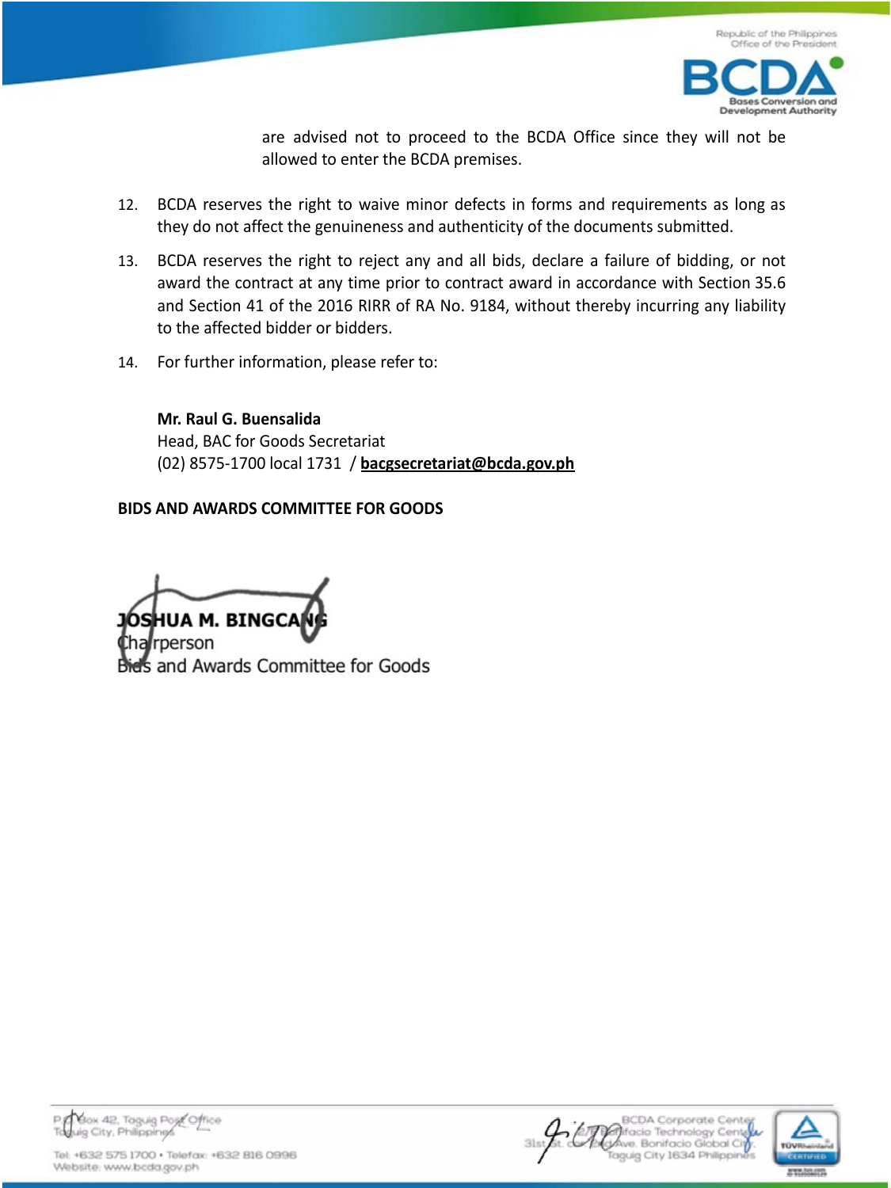are advised not to proceed to the BCDA Office since they will not be allowed to enter the BCDA premises.

12. BCDA reserves the right to waive minor defects in forms and requirements as long as they do not affect the genuineness and authenticity of the documents submitted.

13. BCDA reserves the right to reject any and all bids, declare a failure of bidding, or not award the contract at any time prior to contract award in accordance with Section 35.6 and Section 41 of the 2016 RIRR of RA No. 9184, without thereby incurring any liability to the affected bidder or bidders.

14. For further information, please refer to:

**Mr. Raul G. Buensalida**
Head, BAC for Goods Secretariat
(02) 8575-1700 local 1731 / **bacgsecretariat@bcda.gov.ph**

**BIDS AND AWARDS COMMITTEE FOR GOODS**

**JOSHUA M. BINGCANG**
Chairperson
Bids and Awards Committee for Goods